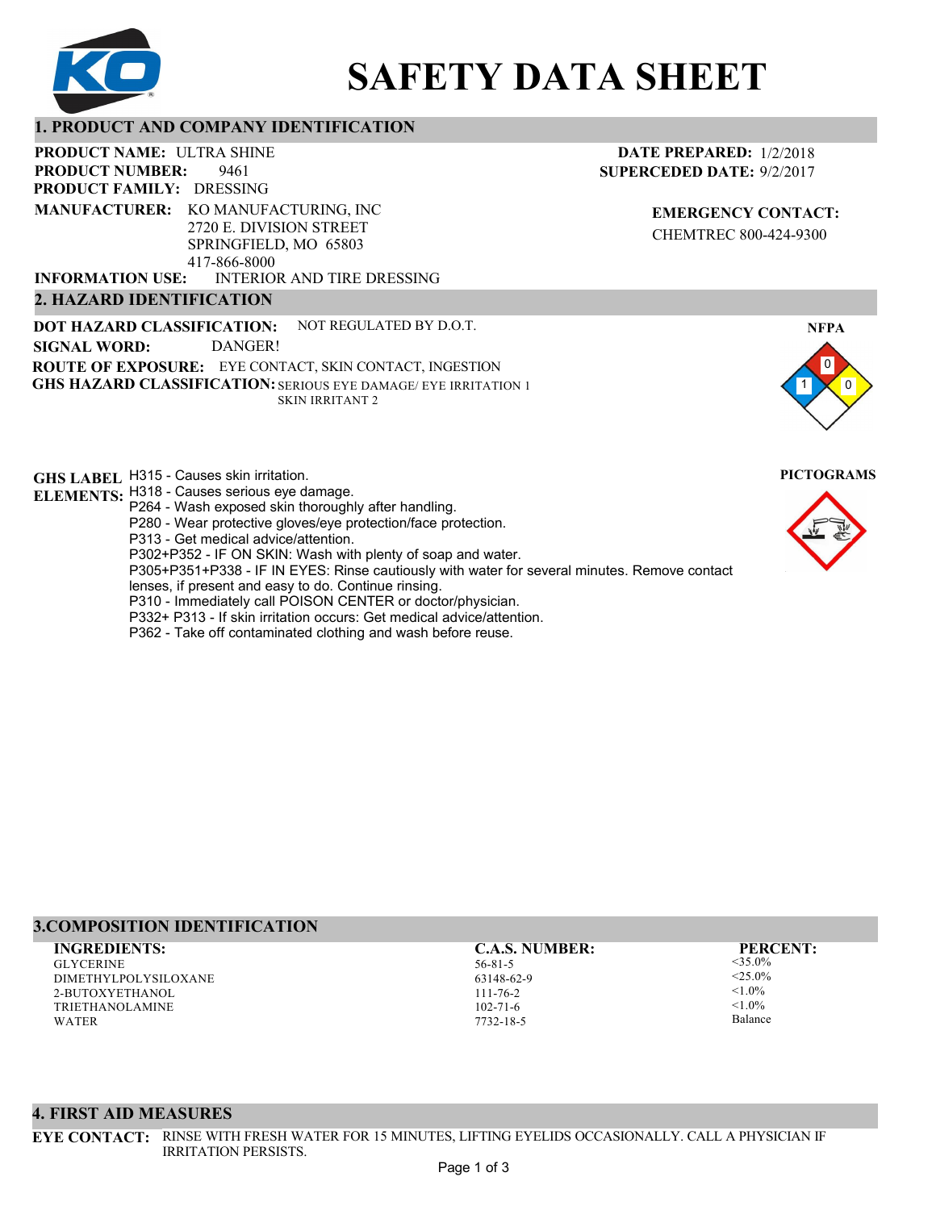# SAFETY DATA SHEET

## 1. PRODUCT AND COMPANY IDENTIFICATION

**PRODUCT NAME:** ULTRA SHINE
**PRODUCT NUMBER:** 9461
**PRODUCT FAMILY:** DRESSING
**MANUFACTURER:** KO MANUFACTURING, INC
2720 E. DIVISION STREET
SPRINGFIELD, MO 65803
417-866-8000
**INFORMATION USE:** INTERIOR AND TIRE DRESSING

**DATE PREPARED:** 1/2/2018
**SUPERCEDED DATE:** 9/2/2017

**EMERGENCY CONTACT:**
CHEMTREC 800-424-9300

## 2. HAZARD IDENTIFICATION

**DOT HAZARD CLASSIFICATION:** NOT REGULATED BY D.O.T.
**SIGNAL WORD:** DANGER!
**ROUTE OF EXPOSURE:** EYE CONTACT, SKIN CONTACT, INGESTION
**GHS HAZARD CLASSIFICATION:** SERIOUS EYE DAMAGE/ EYE IRRITATION 1
SKIN IRRITANT 2

**NFPA**

0
1 0

**GHS LABEL ELEMENTS:**
H315 - Causes skin irritation.
H318 - Causes serious eye damage.
P264 - Wash exposed skin thoroughly after handling.
P280 - Wear protective gloves/eye protection/face protection.
P313 - Get medical advice/attention.
P302+P352 - IF ON SKIN: Wash with plenty of soap and water.
P305+P351+P338 - IF IN EYES: Rinse cautiously with water for several minutes. Remove contact lenses, if present and easy to do. Continue rinsing.
P310 - Immediately call POISON CENTER or doctor/physician.
P332+ P313 - If skin irritation occurs: Get medical advice/attention.
P362 - Take off contaminated clothing and wash before reuse.

**PICTOGRAMS**

## 3.COMPOSITION IDENTIFICATION

| INGREDIENTS: | C.A.S. NUMBER: | PERCENT: |
| --- | --- | --- |
| GLYCERINE | 56-81-5 | <35.0% |
| DIMETHYLPOLYSILOXANE | 63148-62-9 | <25.0% |
| 2-BUTOXYETHANOL | 111-76-2 | <1.0% |
| TRIETHANOLAMINE | 102-71-6 | <1.0% |
| WATER | 7732-18-5 | Balance |

## 4. FIRST AID MEASURES

**EYE CONTACT:** RINSE WITH FRESH WATER FOR 15 MINUTES, LIFTING EYELIDS OCCASIONALLY. CALL A PHYSICIAN IF IRRITATION PERSISTS.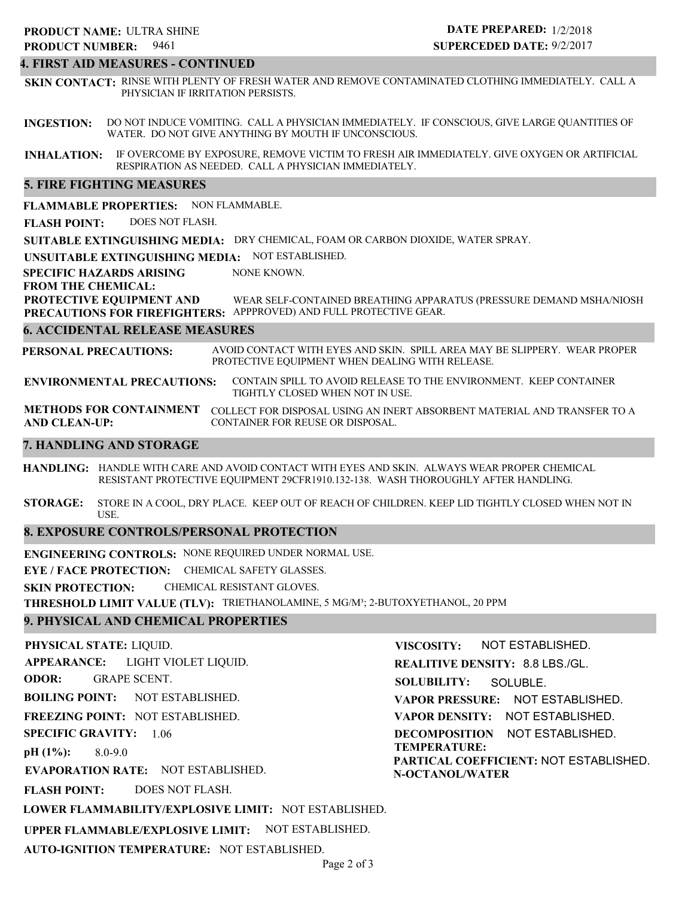**PRODUCT NAME:** ULTRA SHINE
**PRODUCT NUMBER:** 9461

**DATE PREPARED:** 1/2/2018
**SUPERCEDED DATE:** 9/2/2017

## 4. FIRST AID MEASURES - CONTINUED

**SKIN CONTACT:** RINSE WITH PLENTY OF FRESH WATER AND REMOVE CONTAMINATED CLOTHING IMMEDIATELY. CALL A PHYSICIAN IF IRRITATION PERSISTS.

**INGESTION:** DO NOT INDUCE VOMITING. CALL A PHYSICIAN IMMEDIATELY. IF CONSCIOUS, GIVE LARGE QUANTITIES OF WATER. DO NOT GIVE ANYTHING BY MOUTH IF UNCONSCIOUS.

**INHALATION:** IF OVERCOME BY EXPOSURE, REMOVE VICTIM TO FRESH AIR IMMEDIATELY. GIVE OXYGEN OR ARTIFICIAL RESPIRATION AS NEEDED. CALL A PHYSICIAN IMMEDIATELY.

## 5. FIRE FIGHTING MEASURES

**FLAMMABLE PROPERTIES:** NON FLAMMABLE.

**FLASH POINT:** DOES NOT FLASH.

**SUITABLE EXTINGUISHING MEDIA:** DRY CHEMICAL, FOAM OR CARBON DIOXIDE, WATER SPRAY.

**UNSUITABLE EXTINGUISHING MEDIA:** NOT ESTABLISHED.

**SPECIFIC HAZARDS ARISING FROM THE CHEMICAL:** NONE KNOWN.

**PROTECTIVE EQUIPMENT AND PRECAUTIONS FOR FIREFIGHTERS:** WEAR SELF-CONTAINED BREATHING APPARATUS (PRESSURE DEMAND MSHA/NIOSH APPPROVED) AND FULL PROTECTIVE GEAR.

## 6. ACCIDENTAL RELEASE MEASURES

**PERSONAL PRECAUTIONS:** AVOID CONTACT WITH EYES AND SKIN. SPILL AREA MAY BE SLIPPERY. WEAR PROPER PROTECTIVE EQUIPMENT WHEN DEALING WITH RELEASE.

**ENVIRONMENTAL PRECAUTIONS:** CONTAIN SPILL TO AVOID RELEASE TO THE ENVIRONMENT. KEEP CONTAINER TIGHTLY CLOSED WHEN NOT IN USE.

**METHODS FOR CONTAINMENT AND CLEAN-UP:** COLLECT FOR DISPOSAL USING AN INERT ABSORBENT MATERIAL AND TRANSFER TO A CONTAINER FOR REUSE OR DISPOSAL.

## 7. HANDLING AND STORAGE

**HANDLING:** HANDLE WITH CARE AND AVOID CONTACT WITH EYES AND SKIN. ALWAYS WEAR PROPER CHEMICAL RESISTANT PROTECTIVE EQUIPMENT 29CFR1910.132-138. WASH THOROUGHLY AFTER HANDLING.

**STORAGE:** STORE IN A COOL, DRY PLACE. KEEP OUT OF REACH OF CHILDREN. KEEP LID TIGHTLY CLOSED WHEN NOT IN USE.

## 8. EXPOSURE CONTROLS/PERSONAL PROTECTION

**ENGINEERING CONTROLS:** NONE REQUIRED UNDER NORMAL USE.

**EYE / FACE PROTECTION:** CHEMICAL SAFETY GLASSES.

**SKIN PROTECTION:** CHEMICAL RESISTANT GLOVES.

**THRESHOLD LIMIT VALUE (TLV):** TRIETHANOLAMINE, 5 MG/M³; 2-BUTOXYETHANOL, 20 PPM

## 9. PHYSICAL AND CHEMICAL PROPERTIES

**PHYSICAL STATE:** LIQUID.

**APPEARANCE:** LIGHT VIOLET LIQUID.

**ODOR:** GRAPE SCENT.

**BOILING POINT:** NOT ESTABLISHED.

**FREEZING POINT:** NOT ESTABLISHED.

**SPECIFIC GRAVITY:** 1.06

**pH (1%):** 8.0-9.0

**EVAPORATION RATE:** NOT ESTABLISHED.

**FLASH POINT:** DOES NOT FLASH.

**LOWER FLAMMABILITY/EXPLOSIVE LIMIT:** NOT ESTABLISHED.

**UPPER FLAMMABLE/EXPLOSIVE LIMIT:** NOT ESTABLISHED.

**AUTO-IGNITION TEMPERATURE:** NOT ESTABLISHED.

**VISCOSITY:** NOT ESTABLISHED.

**REALITIVE DENSITY:** 8.8 LBS./GL.

**SOLUBILITY:** SOLUBLE.

**VAPOR PRESSURE:** NOT ESTABLISHED.

**VAPOR DENSITY:** NOT ESTABLISHED.

**DECOMPOSITION TEMPERATURE:** NOT ESTABLISHED.

**PARTICAL COEFFICIENT: N-OCTANOL/WATER** NOT ESTABLISHED.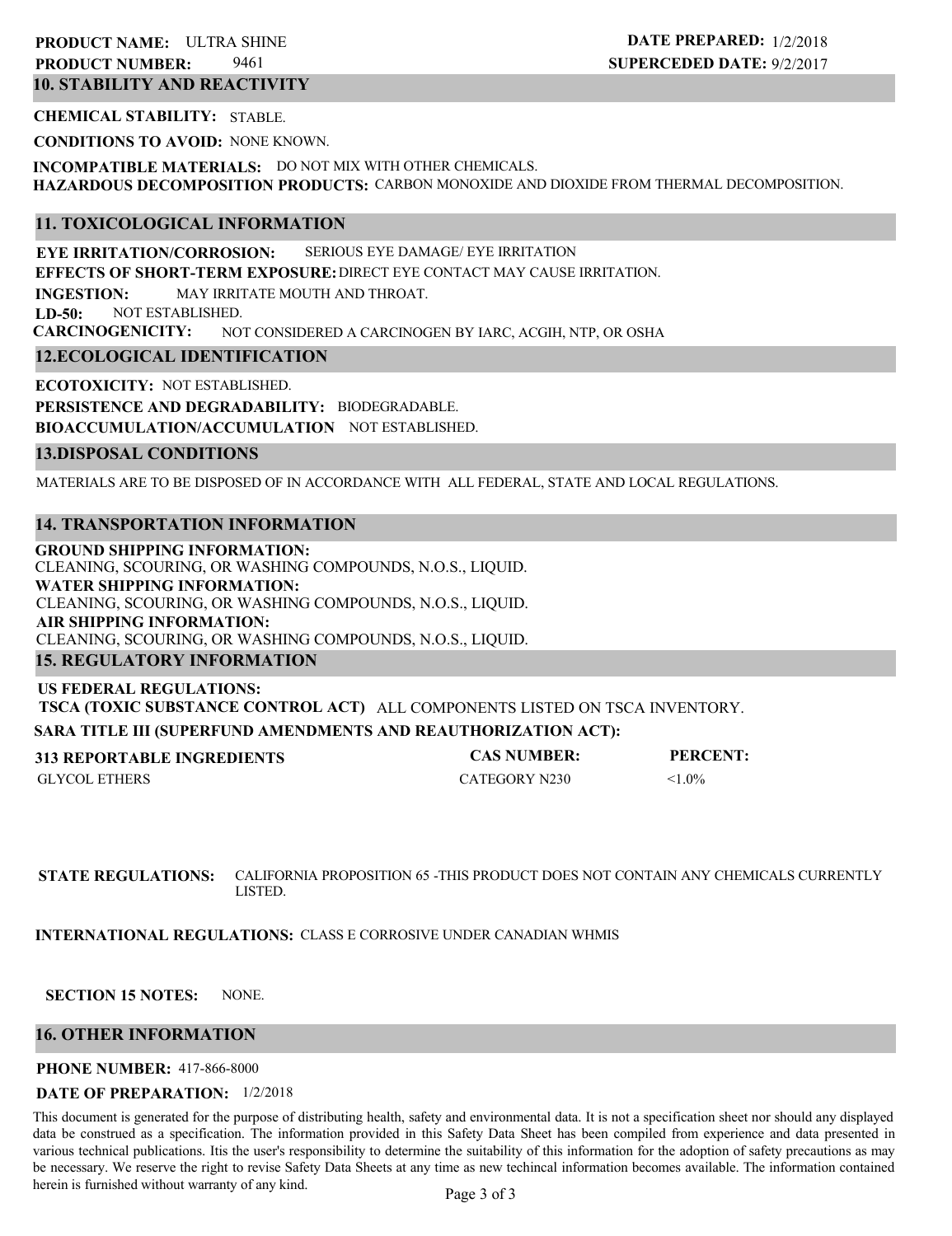**PRODUCT NAME:** ULTRA SHINE
**PRODUCT NUMBER:** 9461

**DATE PREPARED:** 1/2/2018
**SUPERCEDED DATE:** 9/2/2017

## 10. STABILITY AND REACTIVITY

**CHEMICAL STABILITY:** STABLE.

**CONDITIONS TO AVOID:** NONE KNOWN.

**INCOMPATIBLE MATERIALS:** DO NOT MIX WITH OTHER CHEMICALS.

**HAZARDOUS DECOMPOSITION PRODUCTS:** CARBON MONOXIDE AND DIOXIDE FROM THERMAL DECOMPOSITION.

## 11. TOXICOLOGICAL INFORMATION

**EYE IRRITATION/CORROSION:** SERIOUS EYE DAMAGE/ EYE IRRITATION

**EFFECTS OF SHORT-TERM EXPOSURE:** DIRECT EYE CONTACT MAY CAUSE IRRITATION.

**INGESTION:** MAY IRRITATE MOUTH AND THROAT.

**LD-50:** NOT ESTABLISHED.

**CARCINOGENICITY:** NOT CONSIDERED A CARCINOGEN BY IARC, ACGIH, NTP, OR OSHA

## 12.ECOLOGICAL IDENTIFICATION

**ECOTOXICITY:** NOT ESTABLISHED.

**PERSISTENCE AND DEGRADABILITY:** BIODEGRADABLE.

**BIOACCUMULATION/ACCUMULATION** NOT ESTABLISHED.

## 13.DISPOSAL CONDITIONS

MATERIALS ARE TO BE DISPOSED OF IN ACCORDANCE WITH ALL FEDERAL, STATE AND LOCAL REGULATIONS.

## 14. TRANSPORTATION INFORMATION

**GROUND SHIPPING INFORMATION:**
CLEANING, SCOURING, OR WASHING COMPOUNDS, N.O.S., LIQUID.

**WATER SHIPPING INFORMATION:**
CLEANING, SCOURING, OR WASHING COMPOUNDS, N.O.S., LIQUID.

**AIR SHIPPING INFORMATION:**
CLEANING, SCOURING, OR WASHING COMPOUNDS, N.O.S., LIQUID.

## 15. REGULATORY INFORMATION

**US FEDERAL REGULATIONS:**

**TSCA (TOXIC SUBSTANCE CONTROL ACT)** ALL COMPONENTS LISTED ON TSCA INVENTORY.

**SARA TITLE III (SUPERFUND AMENDMENTS AND REAUTHORIZATION ACT):**

| 313 REPORTABLE INGREDIENTS | CAS NUMBER: | PERCENT: |
|---|---|---|
| GLYCOL ETHERS | CATEGORY N230 | <1.0% |

**STATE REGULATIONS:** CALIFORNIA PROPOSITION 65 -THIS PRODUCT DOES NOT CONTAIN ANY CHEMICALS CURRENTLY LISTED.

**INTERNATIONAL REGULATIONS:** CLASS E CORROSIVE UNDER CANADIAN WHMIS

**SECTION 15 NOTES:** NONE.

## 16. OTHER INFORMATION

**PHONE NUMBER:** 417-866-8000

**DATE OF PREPARATION:** 1/2/2018

This document is generated for the purpose of distributing health, safety and environmental data. It is not a specification sheet nor should any displayed data be construed as a specification. The information provided in this Safety Data Sheet has been compiled from experience and data presented in various technical publications. Itis the user's responsibility to determine the suitability of this information for the adoption of safety precautions as may be necessary. We reserve the right to revise Safety Data Sheets at any time as new techincal information becomes available. The information contained herein is furnished without warranty of any kind.